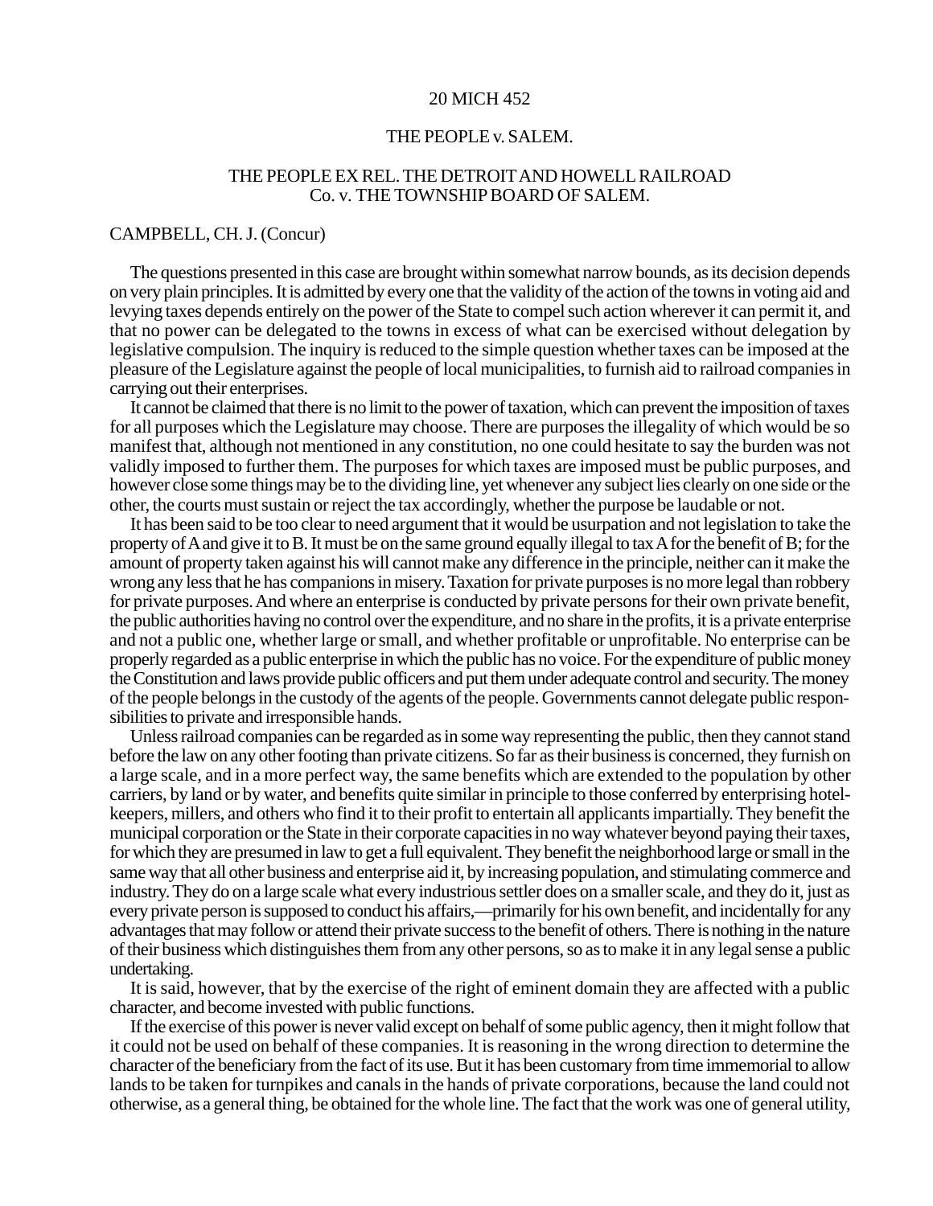20 MICH 452

# THE PEOPLE v. SALEM.

## THE PEOPLE EX REL. THE DETROIT AND HOWELL RAILROAD Co. v. THE TOWNSHIP BOARD OF SALEM.

CAMPBELL, CH. J. (Concur)

The questions presented in this case are brought within somewhat narrow bounds, as its decision depends on very plain principles. It is admitted by every one that the validity of the action of the towns in voting aid and levying taxes depends entirely on the power of the State to compel such action wherever it can permit it, and that no power can be delegated to the towns in excess of what can be exercised without delegation by legislative compulsion. The inquiry is reduced to the simple question whether taxes can be imposed at the pleasure of the Legislature against the people of local municipalities, to furnish aid to railroad companies in carrying out their enterprises.

It cannot be claimed that there is no limit to the power of taxation, which can prevent the imposition of taxes for all purposes which the Legislature may choose. There are purposes the illegality of which would be so manifest that, although not mentioned in any constitution, no one could hesitate to say the burden was not validly imposed to further them. The purposes for which taxes are imposed must be public purposes, and however close some things may be to the dividing line, yet whenever any subject lies clearly on one side or the other, the courts must sustain or reject the tax accordingly, whether the purpose be laudable or not.

It has been said to be too clear to need argument that it would be usurpation and not legislation to take the property of A and give it to B. It must be on the same ground equally illegal to tax A for the benefit of B; for the amount of property taken against his will cannot make any difference in the principle, neither can it make the wrong any less that he has companions in misery. Taxation for private purposes is no more legal than robbery for private purposes. And where an enterprise is conducted by private persons for their own private benefit, the public authorities having no control over the expenditure, and no share in the profits, it is a private enterprise and not a public one, whether large or small, and whether profitable or unprofitable. No enterprise can be properly regarded as a public enterprise in which the public has no voice. For the expenditure of public money the Constitution and laws provide public officers and put them under adequate control and security. The money of the people belongs in the custody of the agents of the people. Governments cannot delegate public responsibilities to private and irresponsible hands.

Unless railroad companies can be regarded as in some way representing the public, then they cannot stand before the law on any other footing than private citizens. So far as their business is concerned, they furnish on a large scale, and in a more perfect way, the same benefits which are extended to the population by other carriers, by land or by water, and benefits quite similar in principle to those conferred by enterprising hotel-keepers, millers, and others who find it to their profit to entertain all applicants impartially. They benefit the municipal corporation or the State in their corporate capacities in no way whatever beyond paying their taxes, for which they are presumed in law to get a full equivalent. They benefit the neighborhood large or small in the same way that all other business and enterprise aid it, by increasing population, and stimulating commerce and industry. They do on a large scale what every industrious settler does on a smaller scale, and they do it, just as every private person is supposed to conduct his affairs,—primarily for his own benefit, and incidentally for any advantages that may follow or attend their private success to the benefit of others. There is nothing in the nature of their business which distinguishes them from any other persons, so as to make it in any legal sense a public undertaking.

It is said, however, that by the exercise of the right of eminent domain they are affected with a public character, and become invested with public functions.

If the exercise of this power is never valid except on behalf of some public agency, then it might follow that it could not be used on behalf of these companies. It is reasoning in the wrong direction to determine the character of the beneficiary from the fact of its use. But it has been customary from time immemorial to allow lands to be taken for turnpikes and canals in the hands of private corporations, because the land could not otherwise, as a general thing, be obtained for the whole line. The fact that the work was one of general utility,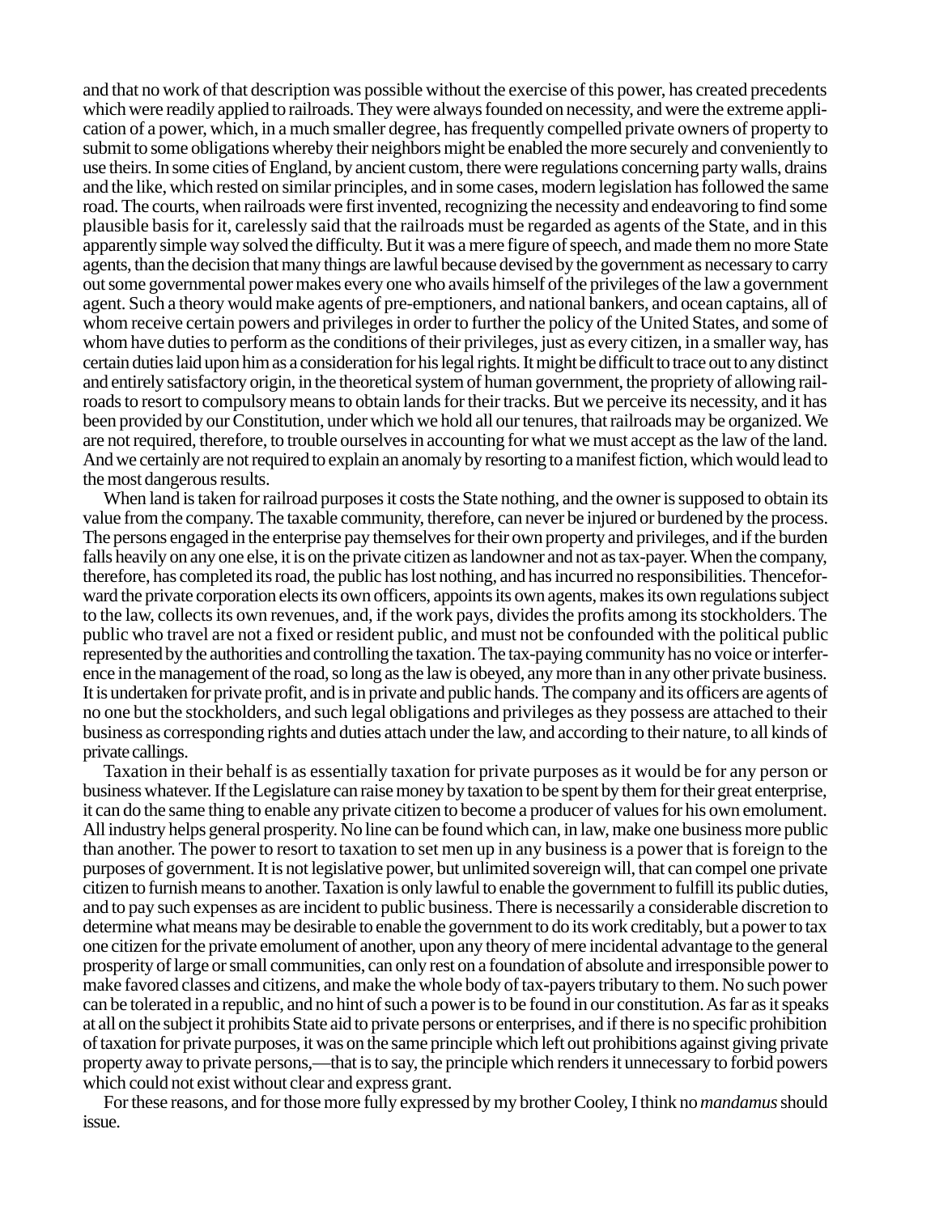and that no work of that description was possible without the exercise of this power, has created precedents which were readily applied to railroads. They were always founded on necessity, and were the extreme application of a power, which, in a much smaller degree, has frequently compelled private owners of property to submit to some obligations whereby their neighbors might be enabled the more securely and conveniently to use theirs. In some cities of England, by ancient custom, there were regulations concerning party walls, drains and the like, which rested on similar principles, and in some cases, modern legislation has followed the same road. The courts, when railroads were first invented, recognizing the necessity and endeavoring to find some plausible basis for it, carelessly said that the railroads must be regarded as agents of the State, and in this apparently simple way solved the difficulty. But it was a mere figure of speech, and made them no more State agents, than the decision that many things are lawful because devised by the government as necessary to carry out some governmental power makes every one who avails himself of the privileges of the law a government agent. Such a theory would make agents of pre-emptioners, and national bankers, and ocean captains, all of whom receive certain powers and privileges in order to further the policy of the United States, and some of whom have duties to perform as the conditions of their privileges, just as every citizen, in a smaller way, has certain duties laid upon him as a consideration for his legal rights. It might be difficult to trace out to any distinct and entirely satisfactory origin, in the theoretical system of human government, the propriety of allowing railroads to resort to compulsory means to obtain lands for their tracks. But we perceive its necessity, and it has been provided by our Constitution, under which we hold all our tenures, that railroads may be organized. We are not required, therefore, to trouble ourselves in accounting for what we must accept as the law of the land. And we certainly are not required to explain an anomaly by resorting to a manifest fiction, which would lead to the most dangerous results.

When land is taken for railroad purposes it costs the State nothing, and the owner is supposed to obtain its value from the company. The taxable community, therefore, can never be injured or burdened by the process. The persons engaged in the enterprise pay themselves for their own property and privileges, and if the burden falls heavily on any one else, it is on the private citizen as landowner and not as tax-payer. When the company, therefore, has completed its road, the public has lost nothing, and has incurred no responsibilities. Thenceforward the private corporation elects its own officers, appoints its own agents, makes its own regulations subject to the law, collects its own revenues, and, if the work pays, divides the profits among its stockholders. The public who travel are not a fixed or resident public, and must not be confounded with the political public represented by the authorities and controlling the taxation. The tax-paying community has no voice or interference in the management of the road, so long as the law is obeyed, any more than in any other private business. It is undertaken for private profit, and is in private and public hands. The company and its officers are agents of no one but the stockholders, and such legal obligations and privileges as they possess are attached to their business as corresponding rights and duties attach under the law, and according to their nature, to all kinds of private callings.

Taxation in their behalf is as essentially taxation for private purposes as it would be for any person or business whatever. If the Legislature can raise money by taxation to be spent by them for their great enterprise, it can do the same thing to enable any private citizen to become a producer of values for his own emolument. All industry helps general prosperity. No line can be found which can, in law, make one business more public than another. The power to resort to taxation to set men up in any business is a power that is foreign to the purposes of government. It is not legislative power, but unlimited sovereign will, that can compel one private citizen to furnish means to another. Taxation is only lawful to enable the government to fulfill its public duties, and to pay such expenses as are incident to public business. There is necessarily a considerable discretion to determine what means may be desirable to enable the government to do its work creditably, but a power to tax one citizen for the private emolument of another, upon any theory of mere incidental advantage to the general prosperity of large or small communities, can only rest on a foundation of absolute and irresponsible power to make favored classes and citizens, and make the whole body of tax-payers tributary to them. No such power can be tolerated in a republic, and no hint of such a power is to be found in our constitution. As far as it speaks at all on the subject it prohibits State aid to private persons or enterprises, and if there is no specific prohibition of taxation for private purposes, it was on the same principle which left out prohibitions against giving private property away to private persons,—that is to say, the principle which renders it unnecessary to forbid powers which could not exist without clear and express grant.

For these reasons, and for those more fully expressed by my brother Cooley, I think no *mandamus* should issue.